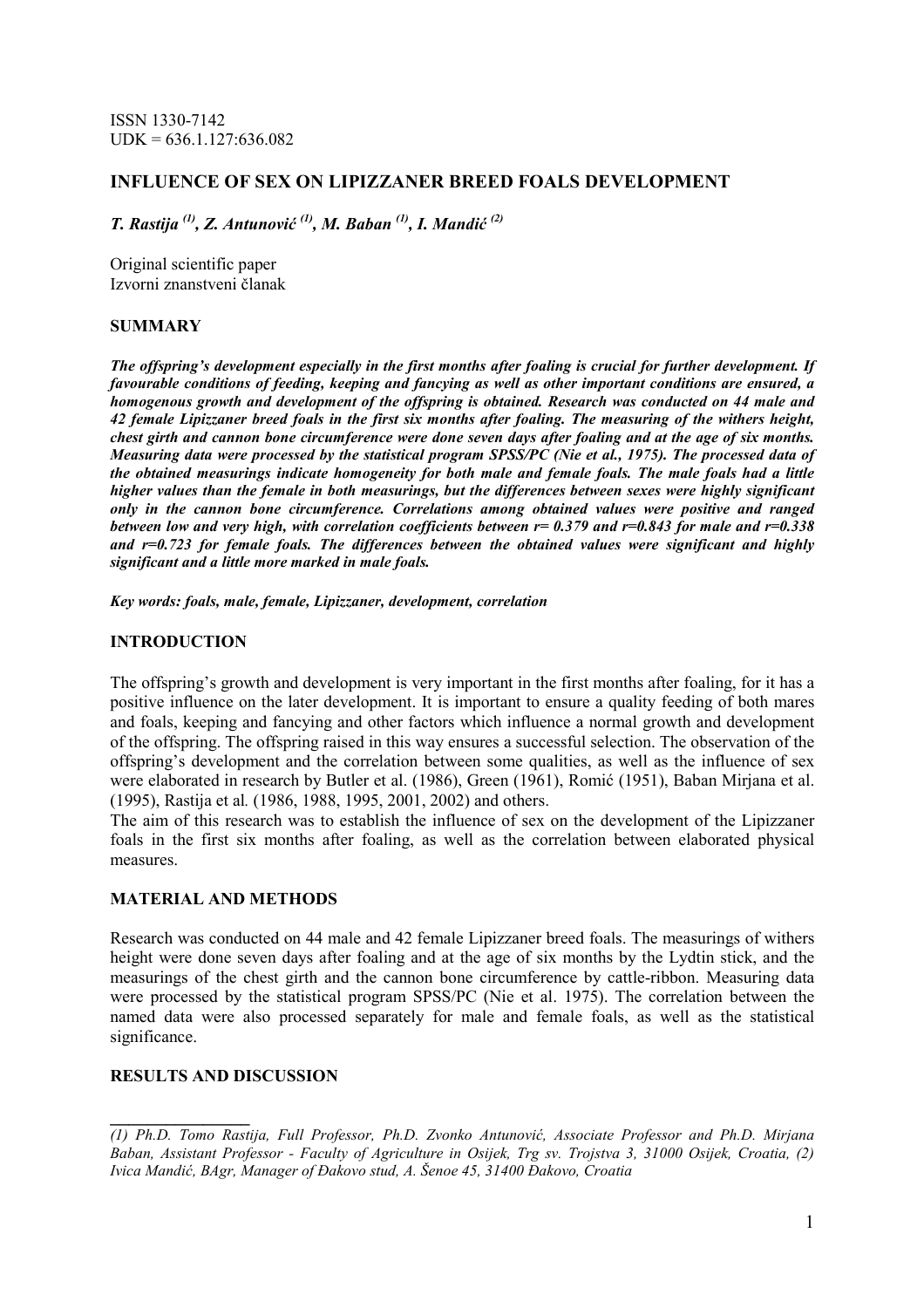ISSN 1330-7142
UDK = 636.1.127:636.082

# INFLUENCE OF SEX ON LIPIZZANER BREED FOALS DEVELOPMENT

***T. Rastija [(1)], Z. Antunović [(1)], M. Baban [(1)], I. Mandić [(2)]***

Original scientific paper
Izvorni znanstveni članak

## SUMMARY

***The offspring's development especially in the first months after foaling is crucial for further development. If favourable conditions of feeding, keeping and fancying as well as other important conditions are ensured, a homogenous growth and development of the offspring is obtained. Research was conducted on 44 male and 42 female Lipizzaner breed foals in the first six months after foaling. The measuring of the withers height, chest girth and cannon bone circumference were done seven days after foaling and at the age of six months. Measuring data were processed by the statistical program SPSS/PC (Nie et al., 1975). The processed data of the obtained measurings indicate homogeneity for both male and female foals. The male foals had a little higher values than the female in both measurings, but the differences between sexes were highly significant only in the cannon bone circumference. Correlations among obtained values were positive and ranged between low and very high, with correlation coefficients between r= 0.379 and r=0.843 for male and r=0.338 and r=0.723 for female foals. The differences between the obtained values were significant and highly significant and a little more marked in male foals.***

***Key words: foals, male, female, Lipizzaner, development, correlation***

## INTRODUCTION

The offspring's growth and development is very important in the first months after foaling, for it has a positive influence on the later development. It is important to ensure a quality feeding of both mares and foals, keeping and fancying and other factors which influence a normal growth and development of the offspring. The offspring raised in this way ensures a successful selection. The observation of the offspring's development and the correlation between some qualities, as well as the influence of sex were elaborated in research by Butler et al. (1986), Green (1961), Romić (1951), Baban Mirjana et al. (1995), Rastija et al. (1986, 1988, 1995, 2001, 2002) and others.
The aim of this research was to establish the influence of sex on the development of the Lipizzaner foals in the first six months after foaling, as well as the correlation between elaborated physical measures.

## MATERIAL AND METHODS

Research was conducted on 44 male and 42 female Lipizzaner breed foals. The measurings of withers height were done seven days after foaling and at the age of six months by the Lydtin stick, and the measurings of the chest girth and the cannon bone circumference by cattle-ribbon. Measuring data were processed by the statistical program SPSS/PC (Nie et al. 1975). The correlation between the named data were also processed separately for male and female foals, as well as the statistical significance.

## RESULTS AND DISCUSSION

---

*(1) Ph.D. Tomo Rastija, Full Professor, Ph.D. Zvonko Antunović, Associate Professor and Ph.D. Mirjana Baban, Assistant Professor - Faculty of Agriculture in Osijek, Trg sv. Trojstva 3, 31000 Osijek, Croatia, (2) Ivica Mandić, BAgr, Manager of Đakovo stud, A. Šenoe 45, 31400 Đakovo, Croatia*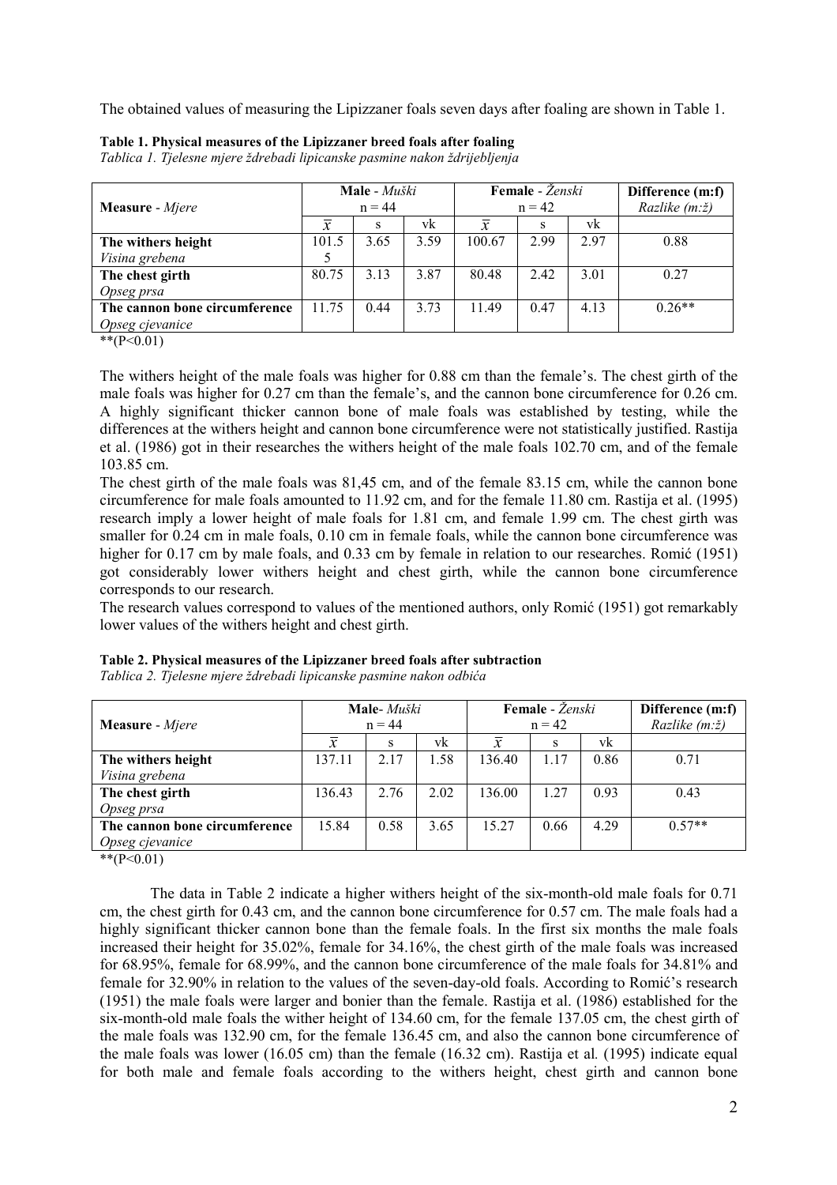The obtained values of measuring the Lipizzaner foals seven days after foaling are shown in Table 1.

**Table 1. Physical measures of the Lipizzaner breed foals after foaling**
*Tablica 1. Tjelesne mjere ždrebadi lipicanske pasmine nakon ždrijebljenja*

| **Measure** - *Mjere* | **Male** - *Muški* n = 44 | | | **Female** - *Ženski* n = 42 | | | **Difference (m:f)** *Razlike (m:ž)* |
|---|---|---|---|---|---|---|---|
| | $\bar{x}$ | s | vk | $\bar{x}$ | s | vk | |
| **The withers height** *Visina grebena* | 101.55 | 3.65 | 3.59 | 100.67 | 2.99 | 2.97 | 0.88 |
| **The chest girth** *Opseg prsa* | 80.75 | 3.13 | 3.87 | 80.48 | 2.42 | 3.01 | 0.27 |
| **The cannon bone circumference** *Opseg cjevanice* | 11.75 | 0.44 | 3.73 | 11.49 | 0.47 | 4.13 | 0.26** |

**(P<0.01)

The withers height of the male foals was higher for 0.88 cm than the female's. The chest girth of the male foals was higher for 0.27 cm than the female's, and the cannon bone circumference for 0.26 cm. A highly significant thicker cannon bone of male foals was established by testing, while the differences at the withers height and cannon bone circumference were not statistically justified. Rastija et al. (1986) got in their researches the withers height of the male foals 102.70 cm, and of the female 103.85 cm.

The chest girth of the male foals was 81,45 cm, and of the female 83.15 cm, while the cannon bone circumference for male foals amounted to 11.92 cm, and for the female 11.80 cm. Rastija et al. (1995) research imply a lower height of male foals for 1.81 cm, and female 1.99 cm. The chest girth was smaller for 0.24 cm in male foals, 0.10 cm in female foals, while the cannon bone circumference was higher for 0.17 cm by male foals, and 0.33 cm by female in relation to our researches. Romić (1951) got considerably lower withers height and chest girth, while the cannon bone circumference corresponds to our research.

The research values correspond to values of the mentioned authors, only Romić (1951) got remarkably lower values of the withers height and chest girth.

**Table 2. Physical measures of the Lipizzaner breed foals after subtraction**
*Tablica 2. Tjelesne mjere ždrebadi lipicanske pasmine nakon odbića*

| **Measure** - *Mjere* | **Male**- *Muški* n = 44 | | | **Female** - *Ženski* n = 42 | | | **Difference (m:f)** *Razlike (m:ž)* |
|---|---|---|---|---|---|---|---|
| | $\bar{x}$ | s | vk | $\bar{x}$ | s | vk | |
| **The withers height** *Visina grebena* | 137.11 | 2.17 | 1.58 | 136.40 | 1.17 | 0.86 | 0.71 |
| **The chest girth** *Opseg prsa* | 136.43 | 2.76 | 2.02 | 136.00 | 1.27 | 0.93 | 0.43 |
| **The cannon bone circumference** *Opseg cjevanice* | 15.84 | 0.58 | 3.65 | 15.27 | 0.66 | 4.29 | 0.57** |

**(P<0.01)

The data in Table 2 indicate a higher withers height of the six-month-old male foals for 0.71 cm, the chest girth for 0.43 cm, and the cannon bone circumference for 0.57 cm. The male foals had a highly significant thicker cannon bone than the female foals. In the first six months the male foals increased their height for 35.02%, female for 34.16%, the chest girth of the male foals was increased for 68.95%, female for 68.99%, and the cannon bone circumference of the male foals for 34.81% and female for 32.90% in relation to the values of the seven-day-old foals. According to Romić's research (1951) the male foals were larger and bonier than the female. Rastija et al. (1986) established for the six-month-old male foals the wither height of 134.60 cm, for the female 137.05 cm, the chest girth of the male foals was 132.90 cm, for the female 136.45 cm, and also the cannon bone circumference of the male foals was lower (16.05 cm) than the female (16.32 cm). Rastija et al*.* (1995) indicate equal for both male and female foals according to the withers height, chest girth and cannon bone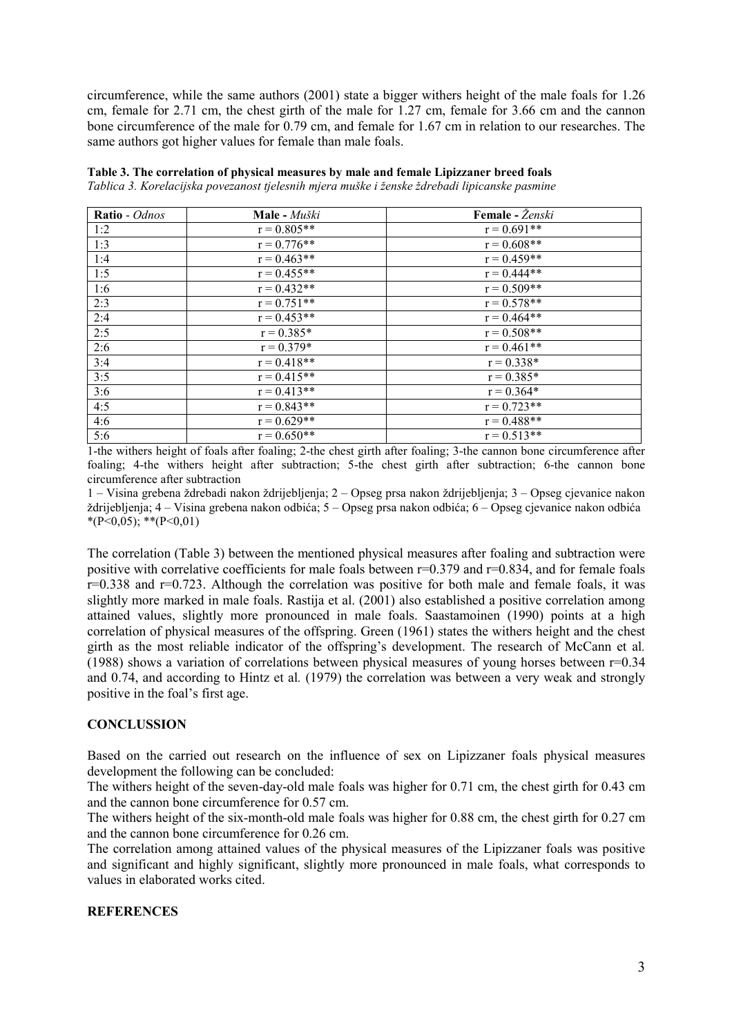circumference, while the same authors (2001) state a bigger withers height of the male foals for 1.26 cm, female for 2.71 cm, the chest girth of the male for 1.27 cm, female for 3.66 cm and the cannon bone circumference of the male for 0.79 cm, and female for 1.67 cm in relation to our researches. The same authors got higher values for female than male foals.

**Table 3. The correlation of physical measures by male and female Lipizzaner breed foals**
*Tablica 3. Korelacijska povezanost tjelesnih mjera muške i ženske ždrebadi lipicanske pasmine*

| **Ratio** - *Odnos* | **Male -** *Muški* | **Female -** *Ženski* |
|---|---|---|
| 1:2 | r = 0.805** | r = 0.691** |
| 1:3 | r = 0.776** | r = 0.608** |
| 1:4 | r = 0.463** | r = 0.459** |
| 1:5 | r = 0.455** | r = 0.444** |
| 1:6 | r = 0.432** | r = 0.509** |
| 2:3 | r = 0.751** | r = 0.578** |
| 2:4 | r = 0.453** | r = 0.464** |
| 2:5 | r = 0.385* | r = 0.508** |
| 2:6 | r = 0.379* | r = 0.461** |
| 3:4 | r = 0.418** | r = 0.338* |
| 3:5 | r = 0.415** | r = 0.385* |
| 3:6 | r = 0.413** | r = 0.364* |
| 4:5 | r = 0.843** | r = 0.723** |
| 4:6 | r = 0.629** | r = 0.488** |
| 5:6 | r = 0.650** | r = 0.513** |

1-the withers height of foals after foaling; 2-the chest girth after foaling; 3-the cannon bone circumference after foaling; 4-the withers height after subtraction; 5-the chest girth after subtraction; 6-the cannon bone circumference after subtraction

1 – Visina grebena ždrebadi nakon ždrijebljenja; 2 – Opseg prsa nakon ždrijebljenja; 3 – Opseg cjevanice nakon ždrijebljenja; 4 – Visina grebena nakon odbića; 5 – Opseg prsa nakon odbića; 6 – Opseg cjevanice nakon odbića
*(P<0,05); **(P<0,01)

The correlation (Table 3) between the mentioned physical measures after foaling and subtraction were positive with correlative coefficients for male foals between r=0.379 and r=0.834, and for female foals r=0.338 and r=0.723. Although the correlation was positive for both male and female foals, it was slightly more marked in male foals. Rastija et al. (2001) also established a positive correlation among attained values, slightly more pronounced in male foals. Saastamoinen (1990) points at a high correlation of physical measures of the offspring. Green (1961) states the withers height and the chest girth as the most reliable indicator of the offspring's development. The research of McCann et al*.* (1988) shows a variation of correlations between physical measures of young horses between r=0.34 and 0.74, and according to Hintz et al*.* (1979) the correlation was between a very weak and strongly positive in the foal's first age.

## CONCLUSSION

Based on the carried out research on the influence of sex on Lipizzaner foals physical measures development the following can be concluded:

The withers height of the seven-day-old male foals was higher for 0.71 cm, the chest girth for 0.43 cm and the cannon bone circumference for 0.57 cm.

The withers height of the six-month-old male foals was higher for 0.88 cm, the chest girth for 0.27 cm and the cannon bone circumference for 0.26 cm.

The correlation among attained values of the physical measures of the Lipizzaner foals was positive and significant and highly significant, slightly more pronounced in male foals, what corresponds to values in elaborated works cited.

## REFERENCES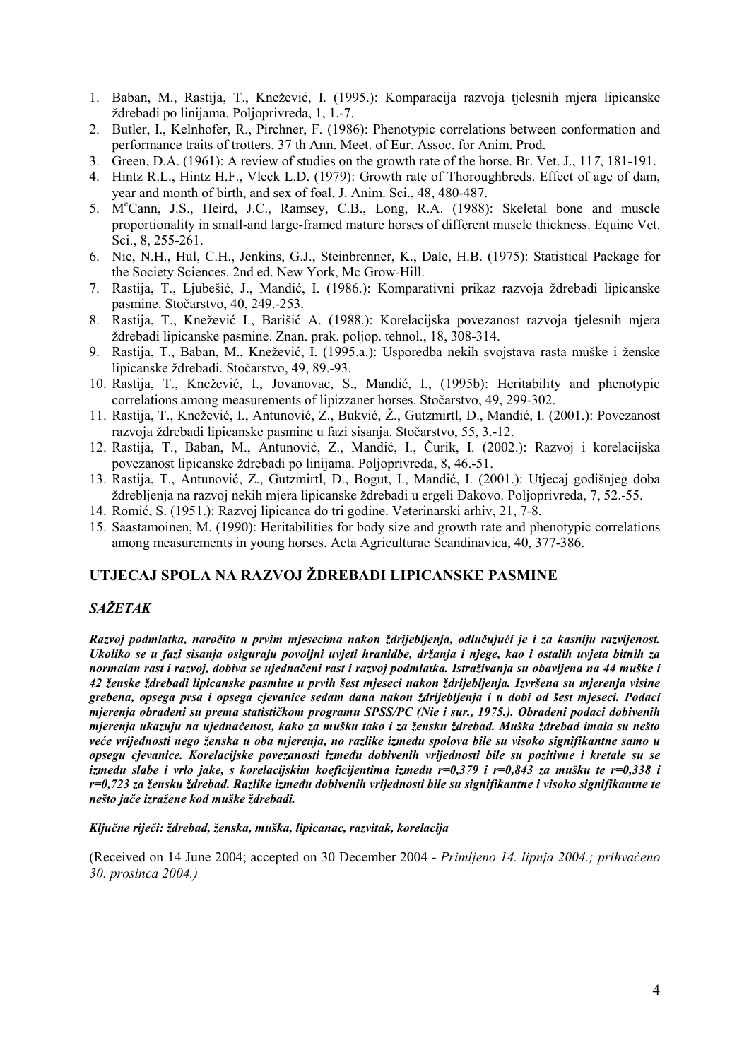1. Baban, M., Rastija, T., Knežević, I. (1995.): Komparacija razvoja tjelesnih mjera lipicanske ždrebadi po linijama. Poljoprivreda, 1, 1.-7.
2. Butler, I., Kelnhofer, R., Pirchner, F. (1986): Phenotypic correlations between conformation and performance traits of trotters. 37 th Ann. Meet. of Eur. Assoc. for Anim. Prod.
3. Green, D.A. (1961): A review of studies on the growth rate of the horse. Br. Vet. J., 117, 181-191.
4. Hintz R.L., Hintz H.F., Vleck L.D. (1979): Growth rate of Thoroughbreds. Effect of age of dam, year and month of birth, and sex of foal. J. Anim. Sci., 48, 480-487.
5. M[c]Cann, J.S., Heird, J.C., Ramsey, C.B., Long, R.A. (1988): Skeletal bone and muscle proportionality in small-and large-framed mature horses of different muscle thickness. Equine Vet. Sci., 8, 255-261.
6. Nie, N.H., Hul, C.H., Jenkins, G.J., Steinbrenner, K., Dale, H.B. (1975): Statistical Package for the Society Sciences. 2nd ed. New York, Mc Grow-Hill.
7. Rastija, T., Ljubešić, J., Mandić, I. (1986.): Komparativni prikaz razvoja ždrebadi lipicanske pasmine. Stočarstvo, 40, 249.-253.
8. Rastija, T., Knežević I., Barišić A. (1988.): Korelacijska povezanost razvoja tjelesnih mjera ždrebadi lipicanske pasmine. Znan. prak. poljop. tehnol., 18, 308-314.
9. Rastija, T., Baban, M., Knežević, I. (1995.a.): Usporedba nekih svojstava rasta muške i ženske lipicanske ždrebadi. Stočarstvo, 49, 89.-93.
10. Rastija, T., Knežević, I., Jovanovac, S., Mandić, I., (1995b): Heritability and phenotypic correlations among measurements of lipizzaner horses. Stočarstvo, 49, 299-302.
11. Rastija, T., Knežević, I., Antunović, Z., Bukvić, Ž., Gutzmirtl, D., Mandić, I. (2001.): Povezanost razvoja ždrebadi lipicanske pasmine u fazi sisanja. Stočarstvo, 55, 3.-12.
12. Rastija, T., Baban, M., Antunović, Z., Mandić, I., Čurik, I. (2002.): Razvoj i korelacijska povezanost lipicanske ždrebadi po linijama. Poljoprivreda, 8, 46.-51.
13. Rastija, T., Antunović, Z., Gutzmirtl, D., Bogut, I., Mandić, I. (2001.): Utjecaj godišnjeg doba ždrebljenja na razvoj nekih mjera lipicanske ždrebadi u ergeli Đakovo. Poljoprivreda, 7, 52.-55.
14. Romić, S. (1951.): Razvoj lipicanca do tri godine. Veterinarski arhiv, 21, 7-8.
15. Saastamoinen, M. (1990): Heritabilities for body size and growth rate and phenotypic correlations among measurements in young horses. Acta Agriculturae Scandinavica, 40, 377-386.

## UTJECAJ SPOLA NA RAZVOJ ŽDREBADI LIPICANSKE PASMINE

### *SAŽETAK*

***Razvoj podmlatka, naročito u prvim mjesecima nakon ždrijebljenja, odlučujući je i za kasniju razvijenost. Ukoliko se u fazi sisanja osiguraju povoljni uvjeti hranidbe, držanja i njege, kao i ostalih uvjeta bitnih za normalan rast i razvoj, dobiva se ujednačeni rast i razvoj podmlatka. Istraživanja su obavljena na 44 muške i 42 ženske ždrebadi lipicanske pasmine u prvih šest mjeseci nakon ždrijebljenja. Izvršena su mjerenja visine grebena, opsega prsa i opsega cjevanice sedam dana nakon ždrijebljenja i u dobi od šest mjeseci. Podaci mjerenja obrađeni su prema statističkom programu SPSS/PC (Nie i sur., 1975.). Obrađeni podaci dobivenih mjerenja ukazuju na ujednačenost, kako za mušku tako i za žensku ždrebad. Muška ždrebad imala su nešto veće vrijednosti nego ženska u oba mjerenja, no razlike između spolova bile su visoko signifikantne samo u opsegu cjevanice. Korelacijske povezanosti između dobivenih vrijednosti bile su pozitivne i kretale su se između slabe i vrlo jake, s korelacijskim koeficijentima između r=0,379 i r=0,843 za mušku te r=0,338 i r=0,723 za žensku ždrebad. Razlike između dobivenih vrijednosti bile su signifikantne i visoko signifikantne te nešto jače izražene kod muške ždrebadi.***

***Ključne riječi: ždrebad, ženska, muška, lipicanac, razvitak, korelacija***

(Received on 14 June 2004; accepted on 30 December 2004 - *Primljeno 14. lipnja 2004.; prihvaćeno 30. prosinca 2004.)*